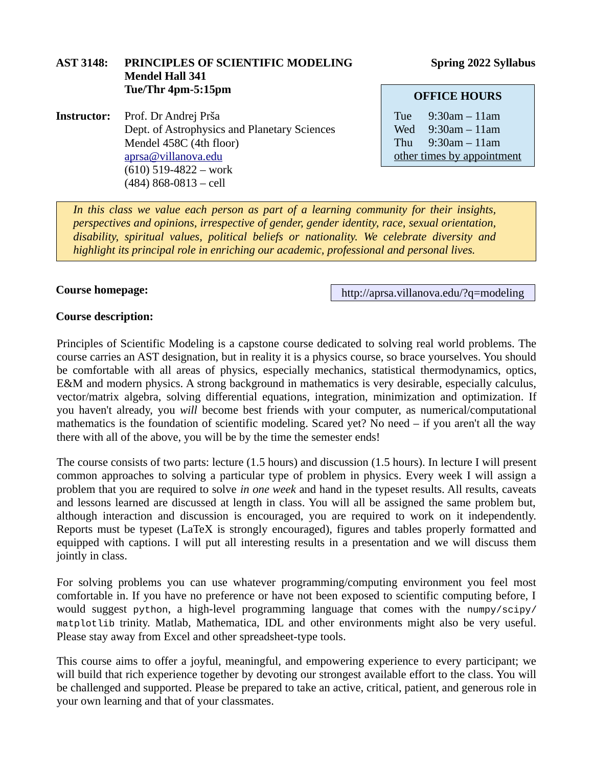**AST 3148: PRINCIPLES OF SCIENTIFIC MODELING**
**Mendel Hall 341**
**Tue/Thr 4pm-5:15pm**

**Spring 2022 Syllabus**

**Instructor:** Prof. Dr Andrej Prša
Dept. of Astrophysics and Planetary Sciences
Mendel 458C (4th floor)
aprsa@villanova.edu
(610) 519-4822 – work
(484) 868-0813 – cell

**OFFICE HOURS**

| | |
|---|---|
| Tue | 9:30am – 11am |
| Wed | 9:30am – 11am |
| Thu | 9:30am – 11am |

other times by appointment

*In this class we value each person as part of a learning community for their insights, perspectives and opinions, irrespective of gender, gender identity, race, sexual orientation, disability, spiritual values, political beliefs or nationality. We celebrate diversity and highlight its principal role in enriching our academic, professional and personal lives.*

**Course homepage:** http://aprsa.villanova.edu/?q=modeling

**Course description:**

Principles of Scientific Modeling is a capstone course dedicated to solving real world problems. The course carries an AST designation, but in reality it is a physics course, so brace yourselves. You should be comfortable with all areas of physics, especially mechanics, statistical thermodynamics, optics, E&M and modern physics. A strong background in mathematics is very desirable, especially calculus, vector/matrix algebra, solving differential equations, integration, minimization and optimization. If you haven't already, you *will* become best friends with your computer, as numerical/computational mathematics is the foundation of scientific modeling. Scared yet? No need – if you aren't all the way there with all of the above, you will be by the time the semester ends!

The course consists of two parts: lecture (1.5 hours) and discussion (1.5 hours). In lecture I will present common approaches to solving a particular type of problem in physics. Every week I will assign a problem that you are required to solve *in one week* and hand in the typeset results. All results, caveats and lessons learned are discussed at length in class. You will all be assigned the same problem but, although interaction and discussion is encouraged, you are required to work on it independently. Reports must be typeset (LaTeX is strongly encouraged), figures and tables properly formatted and equipped with captions. I will put all interesting results in a presentation and we will discuss them jointly in class.

For solving problems you can use whatever programming/computing environment you feel most comfortable in. If you have no preference or have not been exposed to scientific computing before, I would suggest `python`, a high-level programming language that comes with the `numpy/scipy/matplotlib` trinity. Matlab, Mathematica, IDL and other environments might also be very useful. Please stay away from Excel and other spreadsheet-type tools.

This course aims to offer a joyful, meaningful, and empowering experience to every participant; we will build that rich experience together by devoting our strongest available effort to the class. You will be challenged and supported. Please be prepared to take an active, critical, patient, and generous role in your own learning and that of your classmates.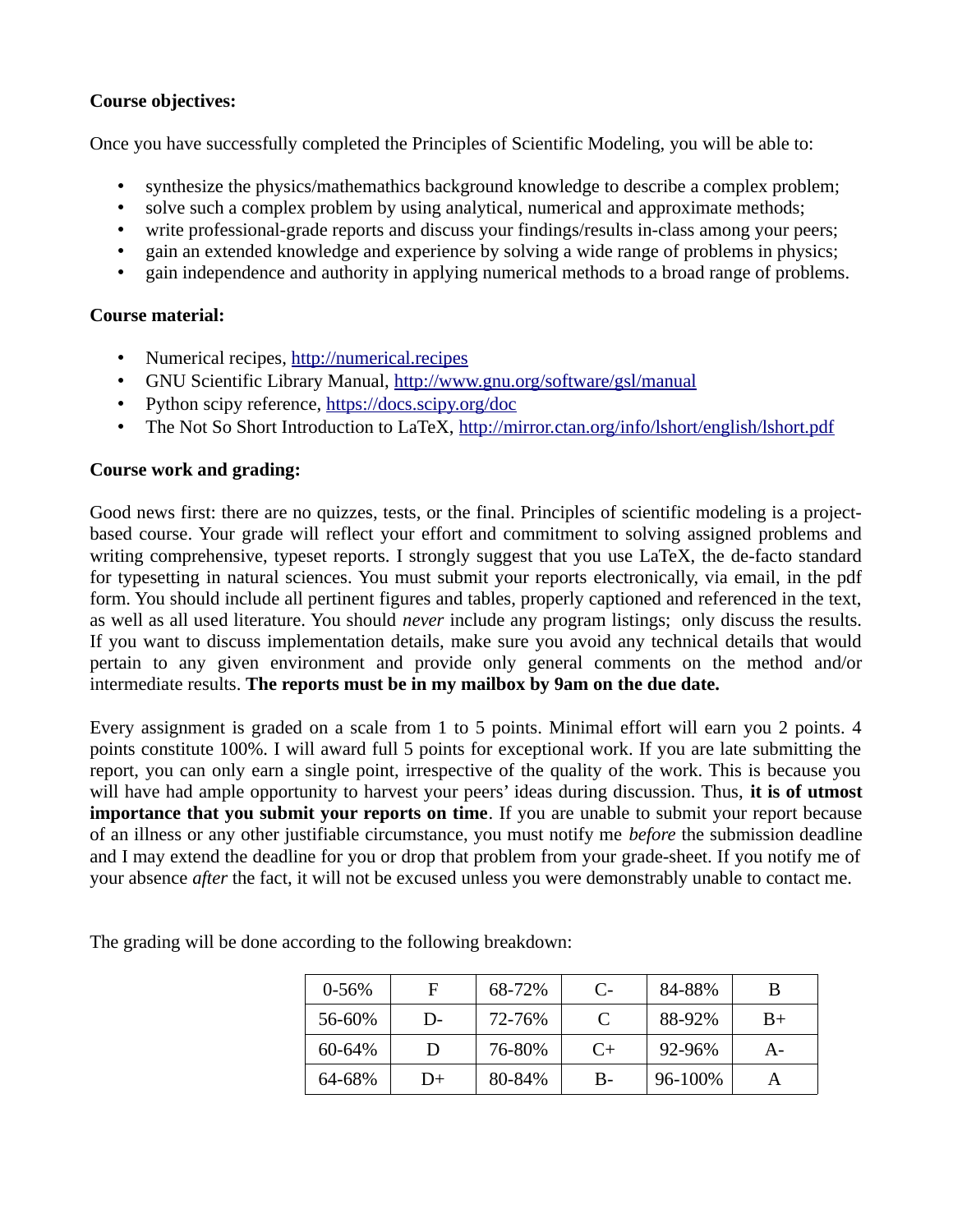**Course objectives:**

Once you have successfully completed the Principles of Scientific Modeling, you will be able to:

- synthesize the physics/mathemathics background knowledge to describe a complex problem;
- solve such a complex problem by using analytical, numerical and approximate methods;
- write professional-grade reports and discuss your findings/results in-class among your peers;
- gain an extended knowledge and experience by solving a wide range of problems in physics;
- gain independence and authority in applying numerical methods to a broad range of problems.

**Course material:**

- Numerical recipes, http://numerical.recipes
- GNU Scientific Library Manual, http://www.gnu.org/software/gsl/manual
- Python scipy reference, https://docs.scipy.org/doc
- The Not So Short Introduction to LaTeX, http://mirror.ctan.org/info/lshort/english/lshort.pdf

**Course work and grading:**

Good news first: there are no quizzes, tests, or the final. Principles of scientific modeling is a project-based course. Your grade will reflect your effort and commitment to solving assigned problems and writing comprehensive, typeset reports. I strongly suggest that you use LaTeX, the de-facto standard for typesetting in natural sciences. You must submit your reports electronically, via email, in the pdf form. You should include all pertinent figures and tables, properly captioned and referenced in the text, as well as all used literature. You should *never* include any program listings; only discuss the results. If you want to discuss implementation details, make sure you avoid any technical details that would pertain to any given environment and provide only general comments on the method and/or intermediate results. **The reports must be in my mailbox by 9am on the due date.**

Every assignment is graded on a scale from 1 to 5 points. Minimal effort will earn you 2 points. 4 points constitute 100%. I will award full 5 points for exceptional work. If you are late submitting the report, you can only earn a single point, irrespective of the quality of the work. This is because you will have had ample opportunity to harvest your peers' ideas during discussion. Thus, **it is of utmost importance that you submit your reports on time**. If you are unable to submit your report because of an illness or any other justifiable circumstance, you must notify me *before* the submission deadline and I may extend the deadline for you or drop that problem from your grade-sheet. If you notify me of your absence *after* the fact, it will not be excused unless you were demonstrably unable to contact me.

The grading will be done according to the following breakdown:

| 0-56% | F | 68-72% | C- | 84-88% | B |
|---|---|---|---|---|---|
| 56-60% | D- | 72-76% | C | 88-92% | B+ |
| 60-64% | D | 76-80% | C+ | 92-96% | A- |
| 64-68% | D+ | 80-84% | B- | 96-100% | A |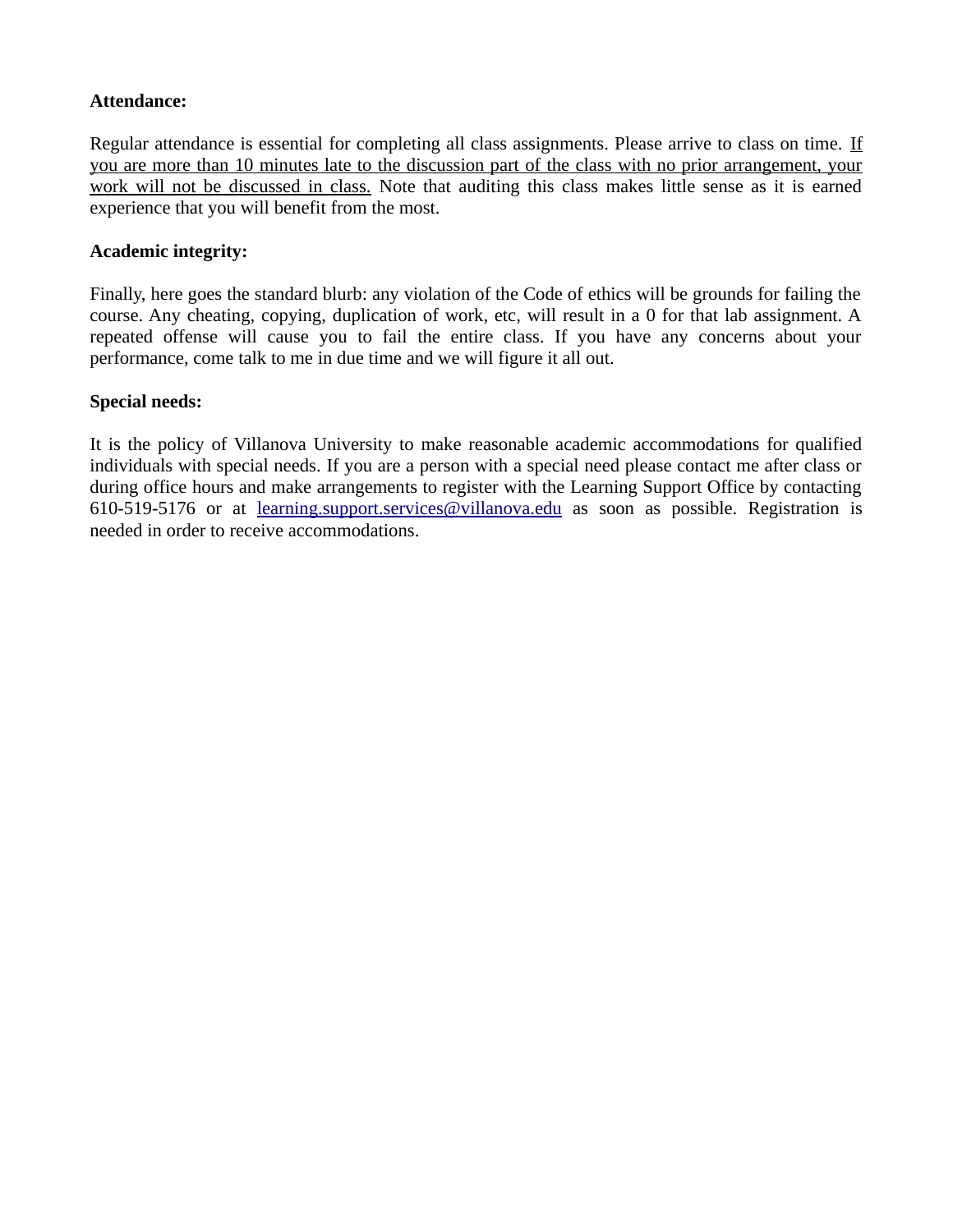**Attendance:**

Regular attendance is essential for completing all class assignments. Please arrive to class on time. <u>If you are more than 10 minutes late to the discussion part of the class with no prior arrangement, your work will not be discussed in class.</u> Note that auditing this class makes little sense as it is earned experience that you will benefit from the most.

**Academic integrity:**

Finally, here goes the standard blurb: any violation of the Code of ethics will be grounds for failing the course. Any cheating, copying, duplication of work, etc, will result in a 0 for that lab assignment. A repeated offense will cause you to fail the entire class. If you have any concerns about your performance, come talk to me in due time and we will figure it all out.

**Special needs:**

It is the policy of Villanova University to make reasonable academic accommodations for qualified individuals with special needs. If you are a person with a special need please contact me after class or during office hours and make arrangements to register with the Learning Support Office by contacting 610-519-5176 or at learning.support.services@villanova.edu as soon as possible. Registration is needed in order to receive accommodations.